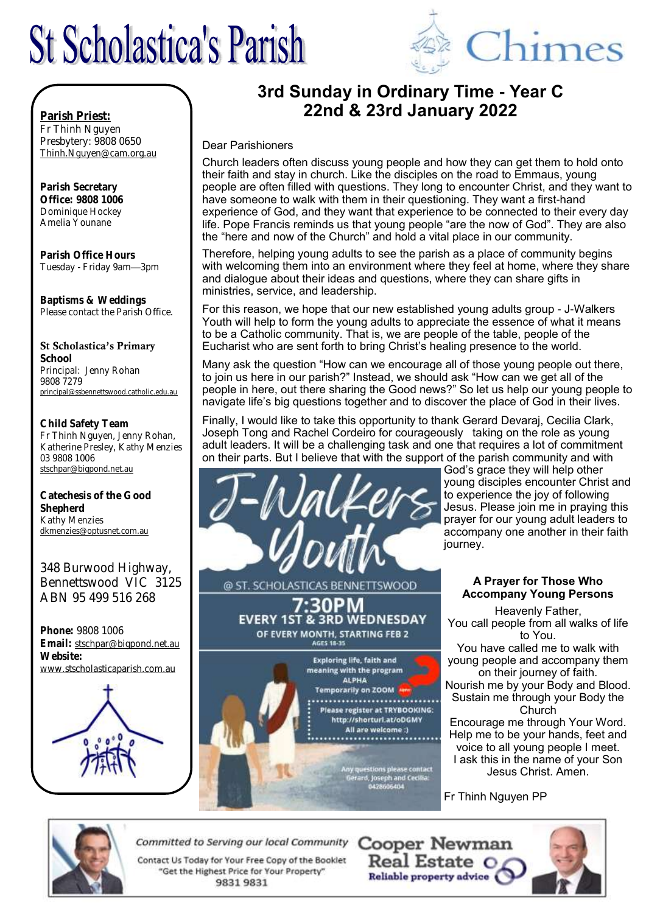# St Scholastica's Parish

# Chimes

**Parish Priest:**
Fr Thinh Nguyen
Presbytery: 9808 0650
Thinh.Nguyen@cam.org.au

**Parish Secretary**
**Office: 9808 1006**
Dominique Hockey
Amelia Younane

**Parish Office Hours**
Tuesday - Friday 9am—3pm

**Baptisms & Weddings**
Please contact the Parish Office.

**St Scholastica's Primary School**
Principal: Jenny Rohan
9808 7279
principal@ssbennettswood.catholic.edu.au

**Child Safety Team**
Fr Thinh Nguyen, Jenny Rohan, Katherine Presley, Kathy Menzies
03 9808 1006
stschpar@bigpond.net.au

**Catechesis of the Good Shepherd**
Kathy Menzies
dkmenzies@optusnet.com.au

348 Burwood Highway, Bennettswood VIC 3125
ABN 95 499 516 268

**Phone:** 9808 1006
**Email:** stschpar@bigpond.net.au
**Website:**
www.stscholasticaparish.com.au

## 3rd Sunday in Ordinary Time - Year C
## 22nd & 23rd January 2022

Dear Parishioners

Church leaders often discuss young people and how they can get them to hold onto their faith and stay in church. Like the disciples on the road to Emmaus, young people are often filled with questions. They long to encounter Christ, and they want to have someone to walk with them in their questioning. They want a first-hand experience of God, and they want that experience to be connected to their every day life. Pope Francis reminds us that young people "are the now of God". They are also the "here and now of the Church" and hold a vital place in our community.

Therefore, helping young adults to see the parish as a place of community begins with welcoming them into an environment where they feel at home, where they share and dialogue about their ideas and questions, where they can share gifts in ministries, service, and leadership.

For this reason, we hope that our new established young adults group - J-Walkers Youth will help to form the young adults to appreciate the essence of what it means to be a Catholic community. That is, we are people of the table, people of the Eucharist who are sent forth to bring Christ's healing presence to the world.

Many ask the question "How can we encourage all of those young people out there, to join us here in our parish?" Instead, we should ask "How can we get all of the people in here, out there sharing the Good news?" So let us help our young people to navigate life's big questions together and to discover the place of God in their lives.

Finally, I would like to take this opportunity to thank Gerard Devaraj, Cecilia Clark, Joseph Tong and Rachel Cordeiro for courageously taking on the role as young adult leaders. It will be a challenging task and one that requires a lot of commitment on their parts. But I believe that with the support of the parish community and with God's grace they will help other young disciples encounter Christ and to experience the joy of following Jesus. Please join me in praying this prayer for our young adult leaders to accompany one another in their faith journey.

**J-Walkers Youth**
@ ST. SCHOLASTICAS BENNETTSWOOD
**7:30PM**
**EVERY 1ST & 3RD WEDNESDAY**
OF EVERY MONTH, STARTING FEB 2
AGES 18-35

Exploring life, faith and meaning with the program ALPHA
Temporarily on ZOOM

Please register at TRYBOOKING: http://shorturl.at/oDGMY
All are welcome :)

Any questions please contact Gerard, Joseph and Cecilia: 0428606404

### A Prayer for Those Who Accompany Young Persons

Heavenly Father,
You call people from all walks of life to You.
You have called me to walk with young people and accompany them on their journey of faith.
Nourish me by your Body and Blood.
Sustain me through your Body the Church
Encourage me through Your Word.
Help me to be your hands, feet and voice to all young people I meet.
I ask this in the name of your Son Jesus Christ. Amen.

Fr Thinh Nguyen PP

*Committed to Serving our local Community*
Contact Us Today for Your Free Copy of the Booklet "Get the Highest Price for Your Property"
9831 9831
Cooper Newman Real Estate
Reliable property advice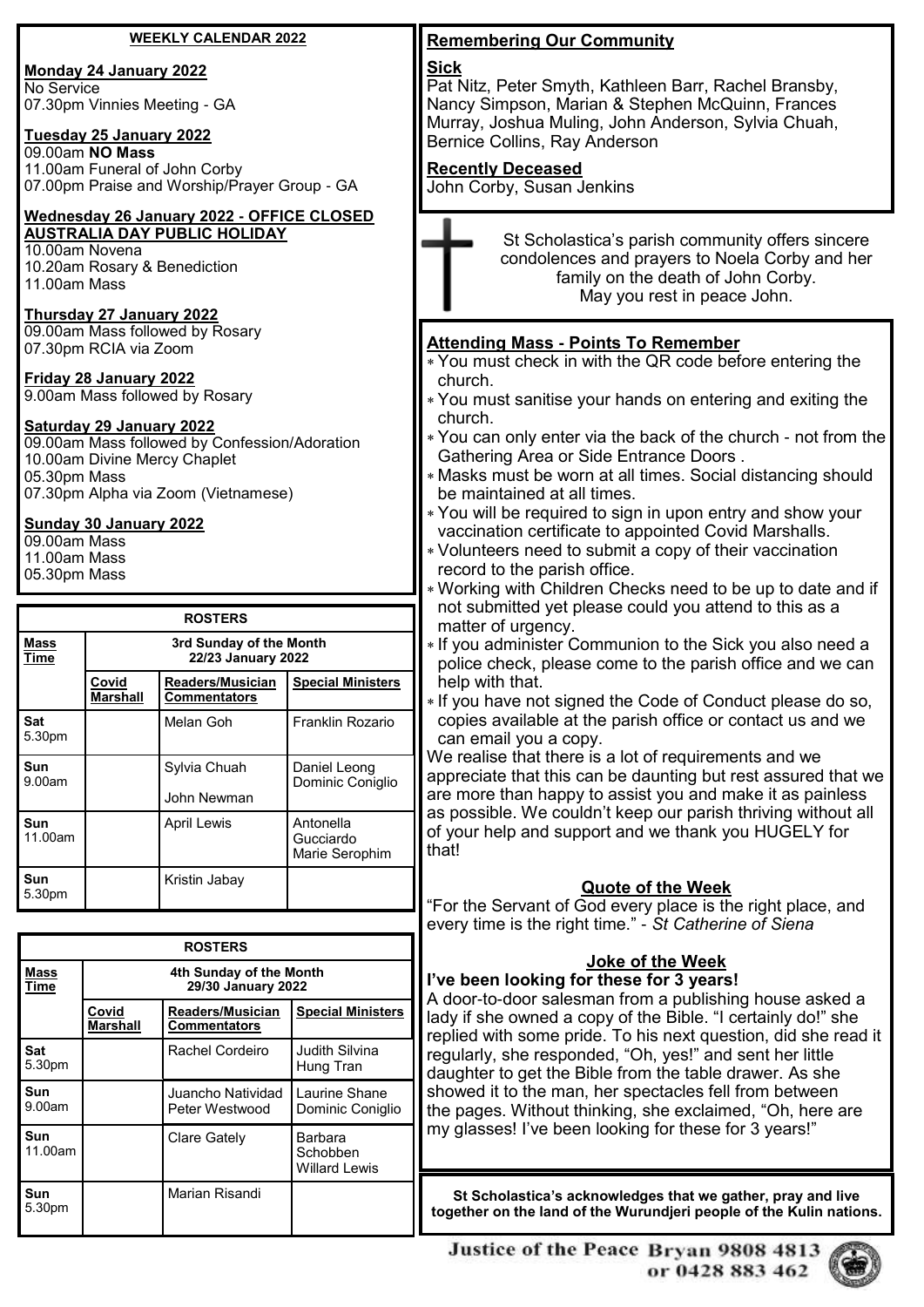## WEEKLY CALENDAR 2022

**Monday 24 January 2022**
No Service
07.30pm Vinnies Meeting - GA

**Tuesday 25 January 2022**
09.00am **NO Mass**
11.00am Funeral of John Corby
07.00pm Praise and Worship/Prayer Group - GA

**Wednesday 26 January 2022 - OFFICE CLOSED AUSTRALIA DAY PUBLIC HOLIDAY**
10.00am Novena
10.20am Rosary & Benediction
11.00am Mass

**Thursday 27 January 2022**
09.00am Mass followed by Rosary
07.30pm RCIA via Zoom

**Friday 28 January 2022**
9.00am Mass followed by Rosary

**Saturday 29 January 2022**
09.00am Mass followed by Confession/Adoration
10.00am Divine Mercy Chaplet
05.30pm Mass
07.30pm Alpha via Zoom (Vietnamese)

**Sunday 30 January 2022**
09.00am Mass
11.00am Mass
05.30pm Mass

## ROSTERS

| Mass Time | 3rd Sunday of the Month 22/23 January 2022 | | |
|---|---|---|---|
| | Covid Marshall | Readers/Musician Commentators | Special Ministers |
| Sat 5.30pm | | Melan Goh | Franklin Rozario |
| Sun 9.00am | | Sylvia Chuah<br>John Newman | Daniel Leong<br>Dominic Coniglio |
| Sun 11.00am | | April Lewis | Antonella Gucciardo<br>Marie Serophim |
| Sun 5.30pm | | Kristin Jabay | |

## ROSTERS

| Mass Time | 4th Sunday of the Month 29/30 January 2022 | | |
|---|---|---|---|
| | Covid Marshall | Readers/Musician Commentators | Special Ministers |
| Sat 5.30pm | | Rachel Cordeiro | Judith Silvina<br>Hung Tran |
| Sun 9.00am | | Juancho Natividad<br>Peter Westwood | Laurine Shane<br>Dominic Coniglio |
| Sun 11.00am | | Clare Gately | Barbara Schobben<br>Willard Lewis |
| Sun 5.30pm | | Marian Risandi | |

## Remembering Our Community

**Sick**
Pat Nitz, Peter Smyth, Kathleen Barr, Rachel Bransby, Nancy Simpson, Marian & Stephen McQuinn, Frances Murray, Joshua Muling, John Anderson, Sylvia Chuah, Bernice Collins, Ray Anderson

**Recently Deceased**
John Corby, Susan Jenkins

St Scholastica's parish community offers sincere condolences and prayers to Noela Corby and her family on the death of John Corby.
May you rest in peace John.

## Attending Mass - Points To Remember

* You must check in with the QR code before entering the church.
* You must sanitise your hands on entering and exiting the church.
* You can only enter via the back of the church - not from the Gathering Area or Side Entrance Doors .
* Masks must be worn at all times. Social distancing should be maintained at all times.
* You will be required to sign in upon entry and show your vaccination certificate to appointed Covid Marshalls.
* Volunteers need to submit a copy of their vaccination record to the parish office.
* Working with Children Checks need to be up to date and if not submitted yet please could you attend to this as a matter of urgency.
* If you administer Communion to the Sick you also need a police check, please come to the parish office and we can help with that.
* If you have not signed the Code of Conduct please do so, copies available at the parish office or contact us and we can email you a copy.

We realise that there is a lot of requirements and we appreciate that this can be daunting but rest assured that we are more than happy to assist you and make it as painless as possible. We couldn't keep our parish thriving without all of your help and support and we thank you HUGELY for that!

## Quote of the Week

"For the Servant of God every place is the right place, and every time is the right time." - *St Catherine of Siena*

## Joke of the Week

**I've been looking for these for 3 years!**

A door-to-door salesman from a publishing house asked a lady if she owned a copy of the Bible. "I certainly do!" she replied with some pride. To his next question, did she read it regularly, she responded, "Oh, yes!" and sent her little daughter to get the Bible from the table drawer. As she showed it to the man, her spectacles fell from between the pages. Without thinking, she exclaimed, "Oh, here are my glasses! I've been looking for these for 3 years!"

**St Scholastica's acknowledges that we gather, pray and live together on the land of the Wurundjeri people of the Kulin nations.**

**Justice of the Peace Bryan 9808 4813 or 0428 883 462**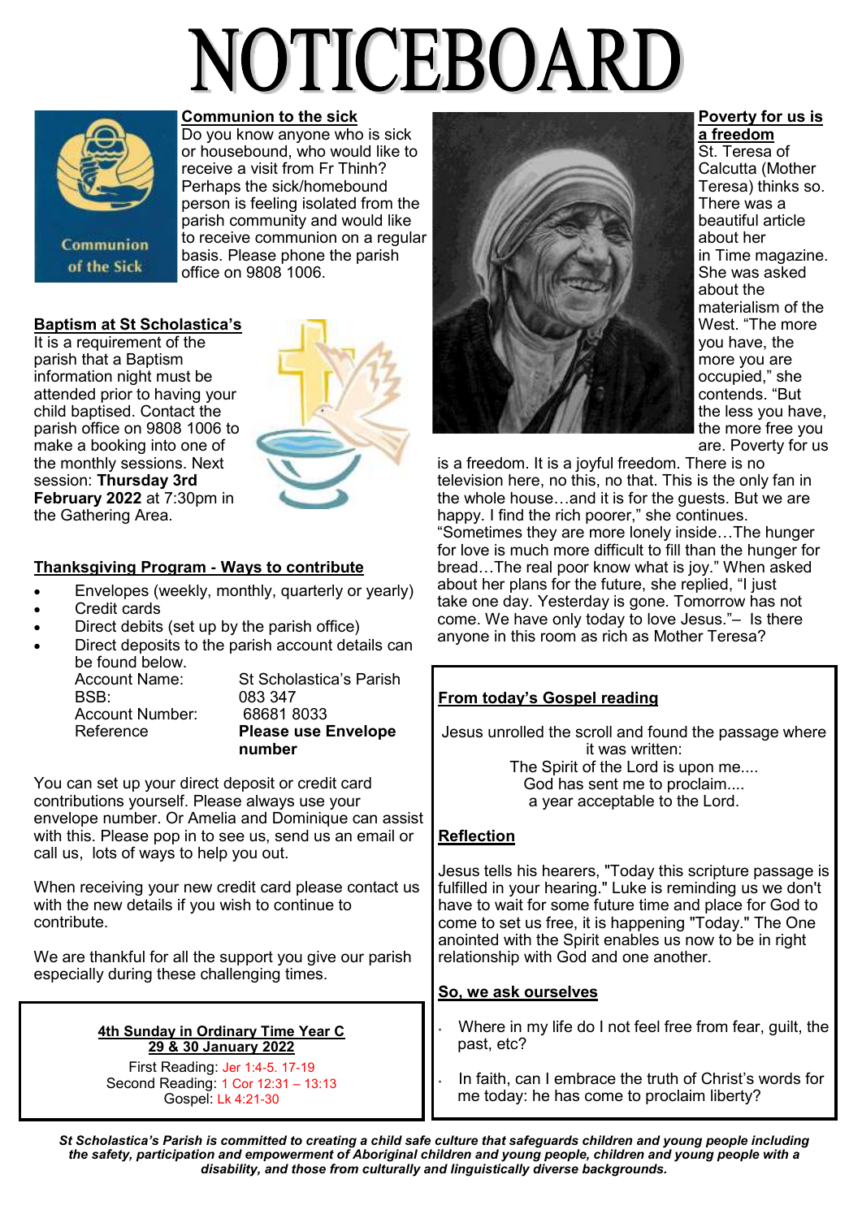# NOTICEBOARD

## Communion to the sick

Do you know anyone who is sick or housebound, who would like to receive a visit from Fr Thinh? Perhaps the sick/homebound person is feeling isolated from the parish community and would like to receive communion on a regular basis. Please phone the parish office on 9808 1006.

## Baptism at St Scholastica's

It is a requirement of the parish that a Baptism information night must be attended prior to having your child baptised. Contact the parish office on 9808 1006 to make a booking into one of the monthly sessions. Next session: **Thursday 3rd February 2022** at 7:30pm in the Gathering Area.

## Thanksgiving Program - Ways to contribute

- Envelopes (weekly, monthly, quarterly or yearly)
- Credit cards
- Direct debits (set up by the parish office)
- Direct deposits to the parish account details can be found below.

| | |
|---|---|
| Account Name: | St Scholastica's Parish |
| BSB: | 083 347 |
| Account Number: | 68681 8033 |
| Reference | **Please use Envelope number** |

You can set up your direct deposit or credit card contributions yourself. Please always use your envelope number. Or Amelia and Dominique can assist with this. Please pop in to see us, send us an email or call us, lots of ways to help you out.

When receiving your new credit card please contact us with the new details if you wish to continue to contribute.

We are thankful for all the support you give our parish especially during these challenging times.

**4th Sunday in Ordinary Time Year C**
**29 & 30 January 2022**

First Reading: Jer 1:4-5. 17-19
Second Reading: 1 Cor 12:31 – 13:13
Gospel: Lk 4:21-30

## Poverty for us is a freedom

St. Teresa of Calcutta (Mother Teresa) thinks so. There was a beautiful article about her in Time magazine. She was asked about the materialism of the West. "The more you have, the more you are occupied," she contends. "But the less you have, the more free you are. Poverty for us is a freedom. It is a joyful freedom. There is no television here, no this, no that. This is the only fan in the whole house…and it is for the guests. But we are happy. I find the rich poorer," she continues. "Sometimes they are more lonely inside…The hunger for love is much more difficult to fill than the hunger for bread…The real poor know what is joy." When asked about her plans for the future, she replied, "I just take one day. Yesterday is gone. Tomorrow has not come. We have only today to love Jesus."– Is there anyone in this room as rich as Mother Teresa?

## From today's Gospel reading

Jesus unrolled the scroll and found the passage where it was written:
The Spirit of the Lord is upon me....
God has sent me to proclaim....
a year acceptable to the Lord.

## Reflection

Jesus tells his hearers, "Today this scripture passage is fulfilled in your hearing." Luke is reminding us we don't have to wait for some future time and place for God to come to set us free, it is happening "Today." The One anointed with the Spirit enables us now to be in right relationship with God and one another.

## So, we ask ourselves

- Where in my life do I not feel free from fear, guilt, the past, etc?
- In faith, can I embrace the truth of Christ's words for me today: he has come to proclaim liberty?

***St Scholastica's Parish is committed to creating a child safe culture that safeguards children and young people including the safety, participation and empowerment of Aboriginal children and young people, children and young people with a disability, and those from culturally and linguistically diverse backgrounds.***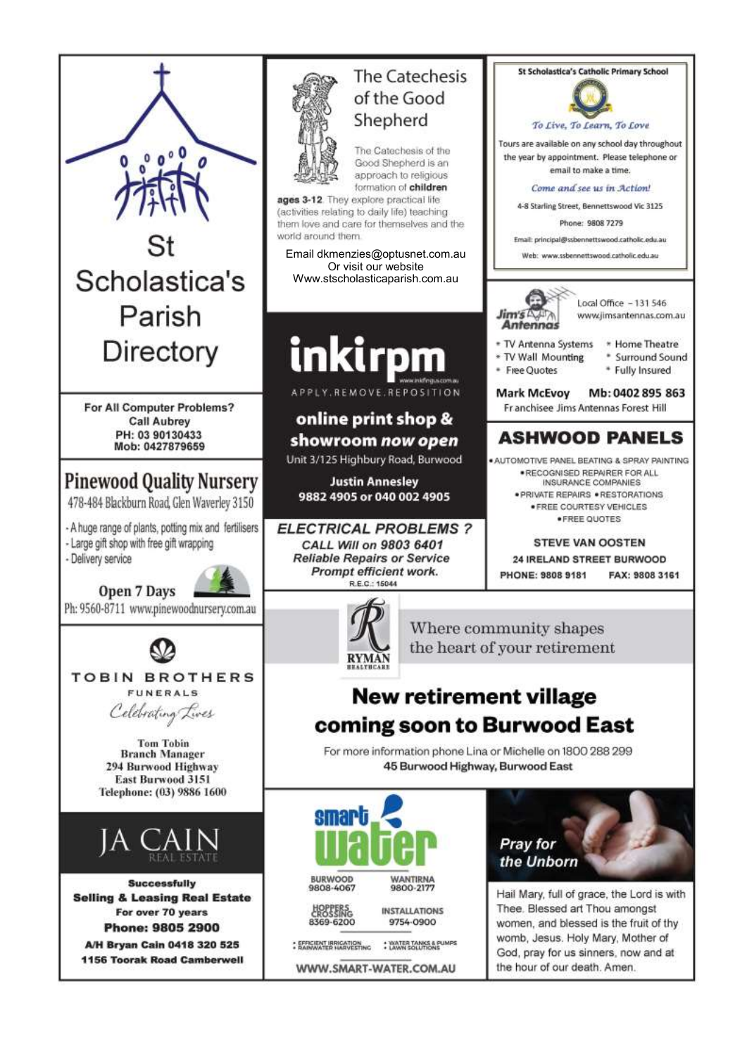# St Scholastica's Parish Directory

## The Catechesis of the Good Shepherd

The Catechesis of the Good Shepherd is an approach to religious formation of **children ages 3-12**. They explore practical life (activities relating to daily life) teaching them love and care for themselves and the world around them.

Email dkmenzies@optusnet.com.au
Or visit our website
Www.stscholasticaparish.com.au

## St Scholastica's Catholic Primary School

*To Live, To Learn, To Love*

Tours are available on any school day throughout the year by appointment. Please telephone or email to make a time.

*Come and see us in Action!*

4-8 Starling Street, Bennettswood Vic 3125

Phone: 9808 7279

Email: principal@ssbennettswood.catholic.edu.au

Web: www.ssbennettswood.catholic.edu.au

**For All Computer Problems?**
**Call Aubrey**
**PH: 03 90130433**
**Mob: 0427879659**

## Pinewood Quality Nursery

478-484 Blackburn Road, Glen Waverley 3150

- A huge range of plants, potting mix and fertilisers
- Large gift shop with free gift wrapping
- Delivery service

**Open 7 Days**

Ph: 9560-8711 www.pinewoodnursery.com.au

## inkirpm

APPLY.REMOVE.REPOSITION

www.inkfingus.com.au

**online print shop & showroom *now* open**

Unit 3/125 Highbury Road, Burwood

**Justin Annesley**
**9882 4905 or 040 002 4905**

## Jim's Antennas

Local Office – 131 546
www.jimsantennas.com.au

- TV Antenna Systems
- TV Wall Mounting
- Free Quotes
- Home Theatre
- Surround Sound
- Fully Insured

**Mark McEvoy** **Mb: 0402 895 863**
Franchisee Jims Antennas Forest Hill

## ASHWOOD PANELS

- AUTOMOTIVE PANEL BEATING & SPRAY PAINTING
- RECOGNISED REPAIRER FOR ALL INSURANCE COMPANIES
- PRIVATE REPAIRS • RESTORATIONS
- FREE COURTESY VEHICLES
- FREE QUOTES

**STEVE VAN OOSTEN**
**24 IRELAND STREET BURWOOD**
**PHONE: 9808 9181** **FAX: 9808 3161**

***ELECTRICAL PROBLEMS ?***
***CALL Will on 9803 6401***
***Reliable Repairs or Service***
***Prompt efficient work.***
R.E.C.: 15044

## TOBIN BROTHERS FUNERALS

*Celebrating Lives*

**Tom Tobin**
**Branch Manager**
**294 Burwood Highway**
**East Burwood 3151**
**Telephone: (03) 9886 1600**

## RYMAN HEALTHCARE

Where community shapes the heart of your retirement

**New retirement village coming soon to Burwood East**

For more information phone Lina or Michelle on 1800 288 299
**45 Burwood Highway, Burwood East**

## JA CAIN REAL ESTATE

**Successfully Selling & Leasing Real Estate For over 70 years**
**Phone: 9805 2900**
**A/H Bryan Cain 0418 320 525**
**1156 Toorak Road Camberwell**

## smart water

| | |
|---|---|
| BURWOOD 9808-4067 | WANTIRNA 9800-2177 |
| HOPPERS CROSSING 8369-6200 | INSTALLATIONS 9754-0900 |

- EFFICIENT IRRIGATION
- RAINWATER HARVESTING
- WATER TANKS & PUMPS
- LAWN SOLUTIONS

WWW.SMART-WATER.COM.AU

## *Pray for the Unborn*

Hail Mary, full of grace, the Lord is with Thee. Blessed art Thou amongst women, and blessed is the fruit of thy womb, Jesus. Holy Mary, Mother of God, pray for us sinners, now and at the hour of our death. Amen.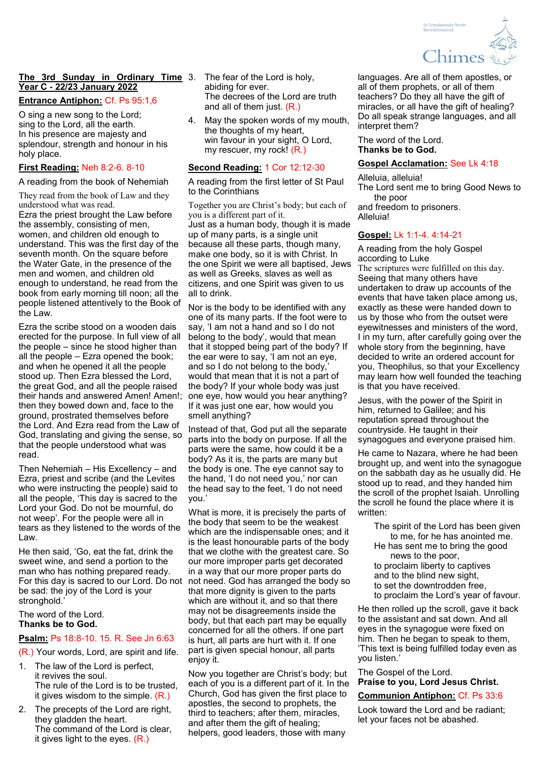**The 3rd Sunday in Ordinary Time Year C - 22/23 January 2022**

**Entrance Antiphon:** Cf. Ps 95:1,6

O sing a new song to the Lord;
sing to the Lord, all the earth.
In his presence are majesty and splendour, strength and honour in his holy place.

**First Reading:** Neh 8:2-6. 8-10

A reading from the book of Nehemiah

They read from the book of Law and they understood what was read.

Ezra the priest brought the Law before the assembly, consisting of men, women, and children old enough to understand. This was the first day of the seventh month. On the square before the Water Gate, in the presence of the men and women, and children old enough to understand, he read from the book from early morning till noon; all the people listened attentively to the Book of the Law.

Ezra the scribe stood on a wooden dais erected for the purpose. In full view of all the people – since he stood higher than all the people – Ezra opened the book; and when he opened it all the people stood up. Then Ezra blessed the Lord, the great God, and all the people raised their hands and answered Amen! Amen!; then they bowed down and, face to the ground, prostrated themselves before the Lord. And Ezra read from the Law of God, translating and giving the sense, so that the people understood what was read.

Then Nehemiah – His Excellency – and Ezra, priest and scribe (and the Levites who were instructing the people) said to all the people, 'This day is sacred to the Lord your God. Do not be mournful, do not weep'. For the people were all in tears as they listened to the words of the Law.

He then said, 'Go, eat the fat, drink the sweet wine, and send a portion to the man who has nothing prepared ready. For this day is sacred to our Lord. Do not be sad: the joy of the Lord is your stronghold.'

The word of the Lord.
**Thanks be to God.**

**Psalm:** Ps 18:8-10. 15. R. See Jn 6:63

(R.) Your words, Lord, are spirit and life.

1. The law of the Lord is perfect,
   it revives the soul.
   The rule of the Lord is to be trusted,
   it gives wisdom to the simple. (R.)
2. The precepts of the Lord are right,
   they gladden the heart.
   The command of the Lord is clear,
   it gives light to the eyes. (R.)
3. The fear of the Lord is holy,
   abiding for ever.
   The decrees of the Lord are truth
   and all of them just. (R.)
4. May the spoken words of my mouth,
   the thoughts of my heart,
   win favour in your sight, O Lord,
   my rescuer, my rock! (R.)

**Second Reading:** 1 Cor 12:12-30

A reading from the first letter of St Paul to the Corinthians

Together you are Christ's body; but each of you is a different part of it.

Just as a human body, though it is made up of many parts, is a single unit because all these parts, though many, make one body, so it is with Christ. In the one Spirit we were all baptised, Jews as well as Greeks, slaves as well as citizens, and one Spirit was given to us all to drink.

Nor is the body to be identified with any one of its many parts. If the foot were to say, 'I am not a hand and so I do not belong to the body', would that mean that it stopped being part of the body? If the ear were to say, 'I am not an eye, and so I do not belong to the body,' would that mean that it is not a part of the body? If your whole body was just one eye, how would you hear anything? If it was just one ear, how would you smell anything?

Instead of that, God put all the separate parts into the body on purpose. If all the parts were the same, how could it be a body? As it is, the parts are many but the body is one. The eye cannot say to the hand, 'I do not need you,' nor can the head say to the feet, 'I do not need you.'

What is more, it is precisely the parts of the body that seem to be the weakest which are the indispensable ones; and it is the least honourable parts of the body that we clothe with the greatest care. So our more improper parts get decorated in a way that our more proper parts do not need. God has arranged the body so that more dignity is given to the parts which are without it, and so that there may not be disagreements inside the body, but that each part may be equally concerned for all the others. If one part is hurt, all parts are hurt with it. If one part is given special honour, all parts enjoy it.

Now you together are Christ's body; but each of you is a different part of it. In the Church, God has given the first place to apostles, the second to prophets, the third to teachers; after them, miracles, and after them the gift of healing; helpers, good leaders, those with many languages. Are all of them apostles, or all of them prophets, or all of them teachers? Do they all have the gift of miracles, or all have the gift of healing? Do all speak strange languages, and all interpret them?

The word of the Lord.
**Thanks be to God.**

**Gospel Acclamation:** See Lk 4:18

Alleluia, alleluia!
The Lord sent me to bring Good News to the poor
and freedom to prisoners.
Alleluia!

**Gospel:** Lk 1:1-4. 4:14-21

A reading from the holy Gospel according to Luke

The scriptures were fulfilled on this day.

Seeing that many others have undertaken to draw up accounts of the events that have taken place among us, exactly as these were handed down to us by those who from the outset were eyewitnesses and ministers of the word, I in my turn, after carefully going over the whole story from the beginning, have decided to write an ordered account for you, Theophilus, so that your Excellency may learn how well founded the teaching is that you have received.

Jesus, with the power of the Spirit in him, returned to Galilee; and his reputation spread throughout the countryside. He taught in their synagogues and everyone praised him.

He came to Nazara, where he had been brought up, and went into the synagogue on the sabbath day as he usually did. He stood up to read, and they handed him the scroll of the prophet Isaiah. Unrolling the scroll he found the place where it is written:

> The spirit of the Lord has been given to me, for he has anointed me.
> He has sent me to bring the good news to the poor,
> to proclaim liberty to captives
> and to the blind new sight,
> to set the downtrodden free,
> to proclaim the Lord's year of favour.

He then rolled up the scroll, gave it back to the assistant and sat down. And all eyes in the synagogue were fixed on him. Then he began to speak to them, 'This text is being fulfilled today even as you listen.'

The Gospel of the Lord.
**Praise to you, Lord Jesus Christ.**

**Communion Antiphon:** Cf. Ps 33:6

Look toward the Lord and be radiant;
let your faces not be abashed.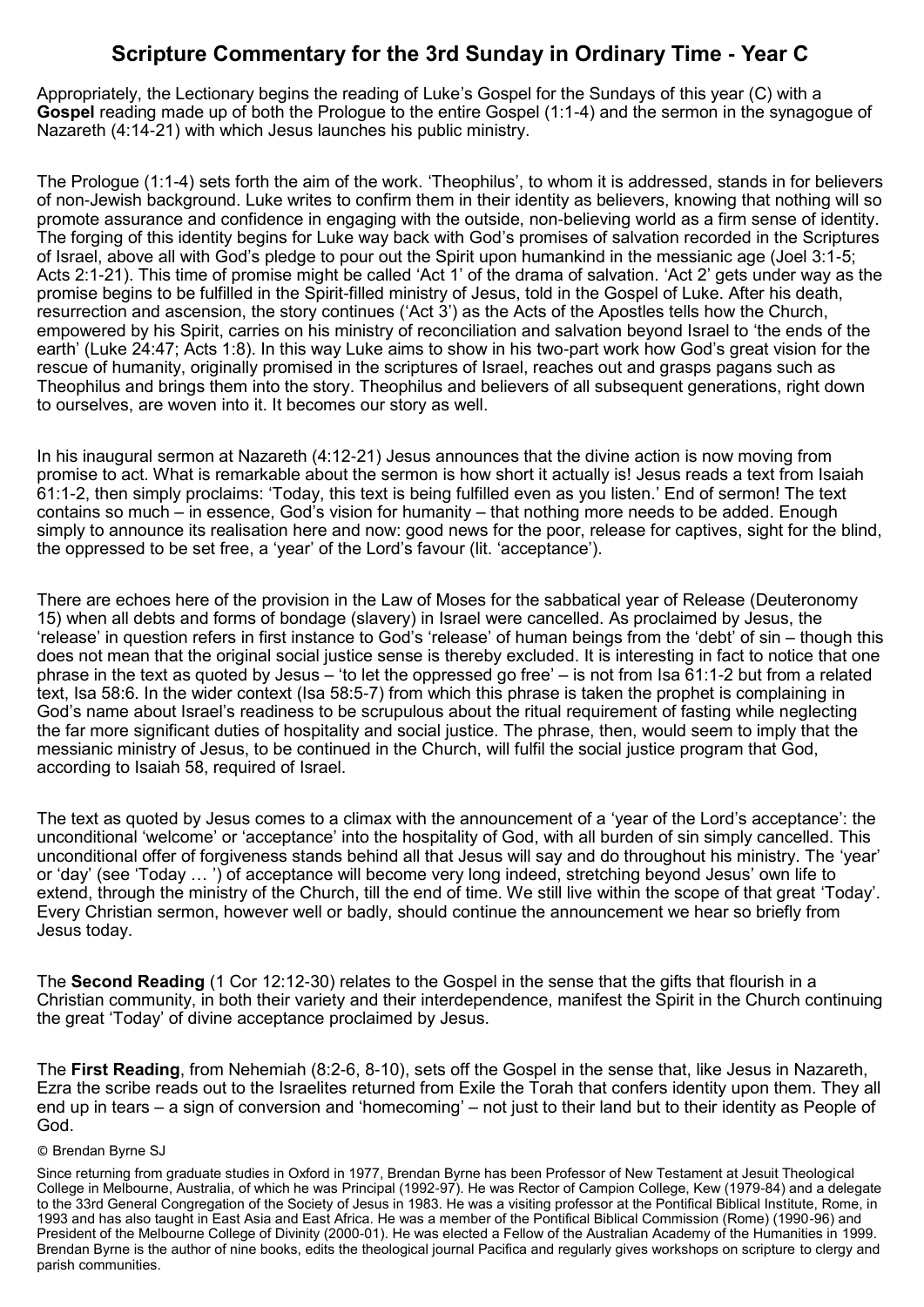# Scripture Commentary for the 3rd Sunday in Ordinary Time - Year C

Appropriately, the Lectionary begins the reading of Luke's Gospel for the Sundays of this year (C) with a **Gospel** reading made up of both the Prologue to the entire Gospel (1:1-4) and the sermon in the synagogue of Nazareth (4:14-21) with which Jesus launches his public ministry.

The Prologue (1:1-4) sets forth the aim of the work. 'Theophilus', to whom it is addressed, stands in for believers of non-Jewish background. Luke writes to confirm them in their identity as believers, knowing that nothing will so promote assurance and confidence in engaging with the outside, non-believing world as a firm sense of identity. The forging of this identity begins for Luke way back with God's promises of salvation recorded in the Scriptures of Israel, above all with God's pledge to pour out the Spirit upon humankind in the messianic age (Joel 3:1-5; Acts 2:1-21). This time of promise might be called 'Act 1' of the drama of salvation. 'Act 2' gets under way as the promise begins to be fulfilled in the Spirit-filled ministry of Jesus, told in the Gospel of Luke. After his death, resurrection and ascension, the story continues ('Act 3') as the Acts of the Apostles tells how the Church, empowered by his Spirit, carries on his ministry of reconciliation and salvation beyond Israel to 'the ends of the earth' (Luke 24:47; Acts 1:8). In this way Luke aims to show in his two-part work how God's great vision for the rescue of humanity, originally promised in the scriptures of Israel, reaches out and grasps pagans such as Theophilus and brings them into the story. Theophilus and believers of all subsequent generations, right down to ourselves, are woven into it. It becomes our story as well.

In his inaugural sermon at Nazareth (4:12-21) Jesus announces that the divine action is now moving from promise to act. What is remarkable about the sermon is how short it actually is! Jesus reads a text from Isaiah 61:1-2, then simply proclaims: 'Today, this text is being fulfilled even as you listen.' End of sermon! The text contains so much – in essence, God's vision for humanity – that nothing more needs to be added. Enough simply to announce its realisation here and now: good news for the poor, release for captives, sight for the blind, the oppressed to be set free, a 'year' of the Lord's favour (lit. 'acceptance').

There are echoes here of the provision in the Law of Moses for the sabbatical year of Release (Deuteronomy 15) when all debts and forms of bondage (slavery) in Israel were cancelled. As proclaimed by Jesus, the 'release' in question refers in first instance to God's 'release' of human beings from the 'debt' of sin – though this does not mean that the original social justice sense is thereby excluded. It is interesting in fact to notice that one phrase in the text as quoted by Jesus – 'to let the oppressed go free' – is not from Isa 61:1-2 but from a related text, Isa 58:6. In the wider context (Isa 58:5-7) from which this phrase is taken the prophet is complaining in God's name about Israel's readiness to be scrupulous about the ritual requirement of fasting while neglecting the far more significant duties of hospitality and social justice. The phrase, then, would seem to imply that the messianic ministry of Jesus, to be continued in the Church, will fulfil the social justice program that God, according to Isaiah 58, required of Israel.

The text as quoted by Jesus comes to a climax with the announcement of a 'year of the Lord's acceptance': the unconditional 'welcome' or 'acceptance' into the hospitality of God, with all burden of sin simply cancelled. This unconditional offer of forgiveness stands behind all that Jesus will say and do throughout his ministry. The 'year' or 'day' (see 'Today … ') of acceptance will become very long indeed, stretching beyond Jesus' own life to extend, through the ministry of the Church, till the end of time. We still live within the scope of that great 'Today'. Every Christian sermon, however well or badly, should continue the announcement we hear so briefly from Jesus today.

The **Second Reading** (1 Cor 12:12-30) relates to the Gospel in the sense that the gifts that flourish in a Christian community, in both their variety and their interdependence, manifest the Spirit in the Church continuing the great 'Today' of divine acceptance proclaimed by Jesus.

The **First Reading**, from Nehemiah (8:2-6, 8-10), sets off the Gospel in the sense that, like Jesus in Nazareth, Ezra the scribe reads out to the Israelites returned from Exile the Torah that confers identity upon them. They all end up in tears – a sign of conversion and 'homecoming' – not just to their land but to their identity as People of God.

© Brendan Byrne SJ

Since returning from graduate studies in Oxford in 1977, Brendan Byrne has been Professor of New Testament at Jesuit Theological College in Melbourne, Australia, of which he was Principal (1992-97). He was Rector of Campion College, Kew (1979-84) and a delegate to the 33rd General Congregation of the Society of Jesus in 1983. He was a visiting professor at the Pontifical Biblical Institute, Rome, in 1993 and has also taught in East Asia and East Africa. He was a member of the Pontifical Biblical Commission (Rome) (1990-96) and President of the Melbourne College of Divinity (2000-01). He was elected a Fellow of the Australian Academy of the Humanities in 1999. Brendan Byrne is the author of nine books, edits the theological journal Pacifica and regularly gives workshops on scripture to clergy and parish communities.